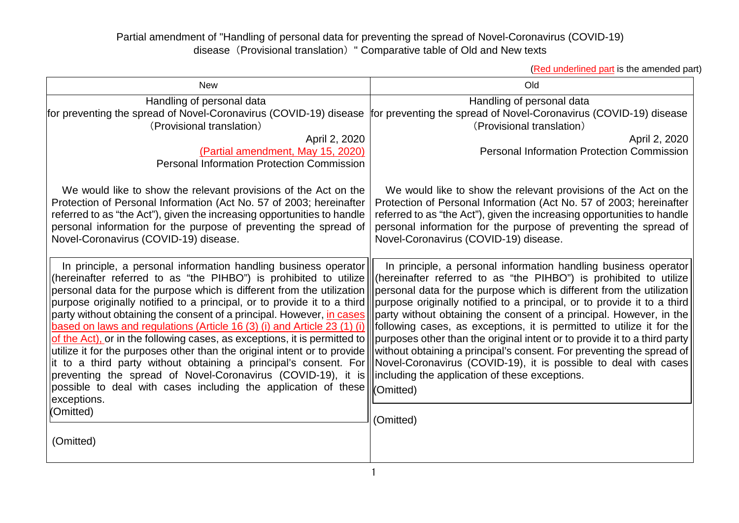Partial amendment of "Handling of personal data for preventing the spread of Novel-Coronavirus (COVID-19) disease（Provisional translation）" Comparative table of Old and New texts

(Red underlined part is the amended part)

| New | Old |
|---|---|
| Handling of personal data for preventing the spread of Novel-Coronavirus (COVID-19) disease（Provisional translation）<br><br>April 2, 2020<br>(Partial amendment, May 15, 2020)<br>Personal Information Protection Commission | Handling of personal data for preventing the spread of Novel-Coronavirus (COVID-19) disease（Provisional translation）<br><br>April 2, 2020<br>Personal Information Protection Commission |
| We would like to show the relevant provisions of the Act on the Protection of Personal Information (Act No. 57 of 2003; hereinafter referred to as "the Act"), given the increasing opportunities to handle personal information for the purpose of preventing the spread of Novel-Coronavirus (COVID-19) disease. | We would like to show the relevant provisions of the Act on the Protection of Personal Information (Act No. 57 of 2003; hereinafter referred to as "the Act"), given the increasing opportunities to handle personal information for the purpose of preventing the spread of Novel-Coronavirus (COVID-19) disease. |
| In principle, a personal information handling business operator (hereinafter referred to as "the PIHBO") is prohibited to utilize personal data for the purpose which is different from the utilization purpose originally notified to a principal, or to provide it to a third party without obtaining the consent of a principal. However, <u>in cases based on laws and regulations (Article 16 (3) (i) and Article 23 (1) (i) of the Act),</u> or in the following cases, as exceptions, it is permitted to utilize it for the purposes other than the original intent or to provide it to a third party without obtaining a principal's consent. For preventing the spread of Novel-Coronavirus (COVID-19), it is possible to deal with cases including the application of these exceptions.<br>(Omitted) | In principle, a personal information handling business operator (hereinafter referred to as "the PIHBO") is prohibited to utilize personal data for the purpose which is different from the utilization purpose originally notified to a principal, or to provide it to a third party without obtaining the consent of a principal. However, in the following cases, as exceptions, it is permitted to utilize it for the purposes other than the original intent or to provide it to a third party without obtaining a principal's consent. For preventing the spread of Novel-Coronavirus (COVID-19), it is possible to deal with cases including the application of these exceptions.<br>(Omitted) |
| (Omitted) | (Omitted) |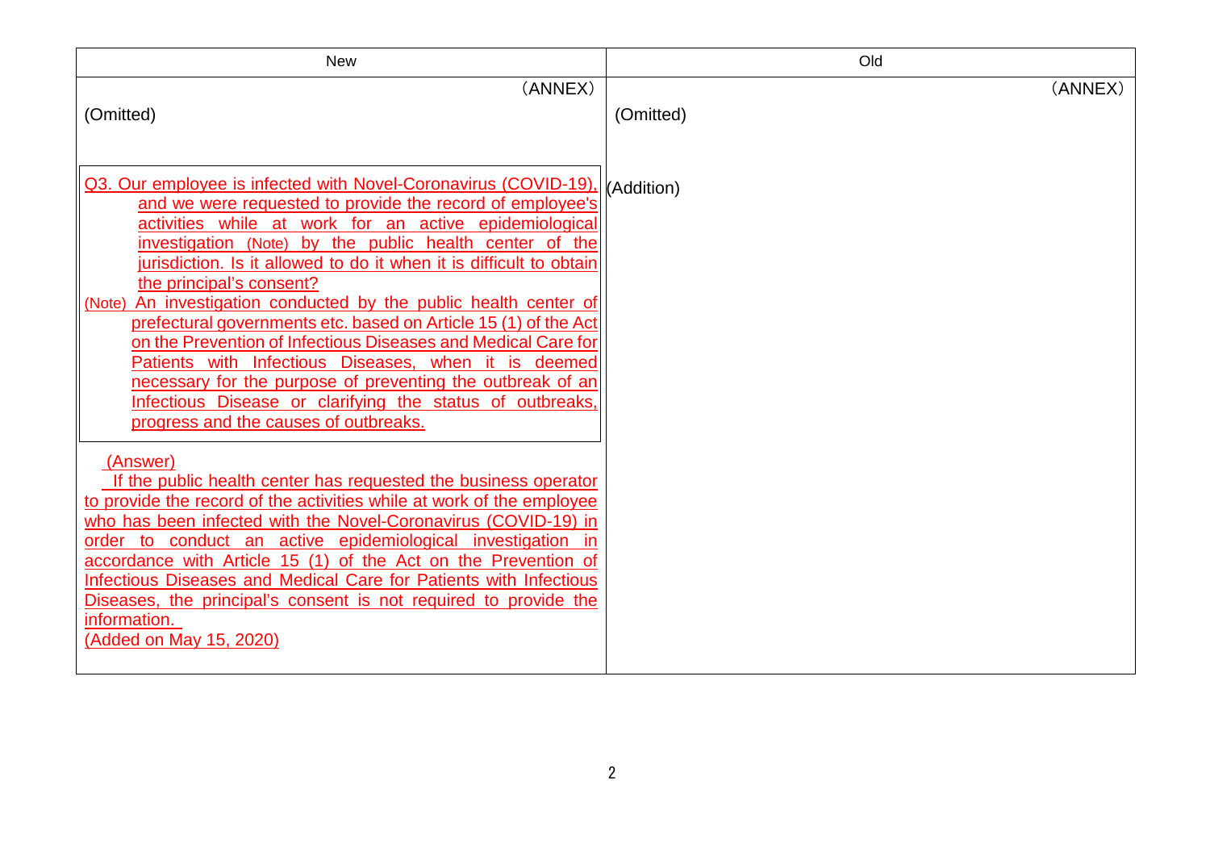| New | Old |
| --- | --- |
| (ANNEX)<br><br>(Omitted)<br><br>Q3. Our employee is infected with Novel-Coronavirus (COVID-19), and we were requested to provide the record of employee's activities while at work for an active epidemiological investigation (Note) by the public health center of the jurisdiction. Is it allowed to do it when it is difficult to obtain the principal's consent?<br>(Note) An investigation conducted by the public health center of prefectural governments etc. based on Article 15 (1) of the Act on the Prevention of Infectious Diseases and Medical Care for Patients with Infectious Diseases, when it is deemed necessary for the purpose of preventing the outbreak of an Infectious Disease or clarifying the status of outbreaks, progress and the causes of outbreaks.<br><br>(Answer)<br>If the public health center has requested the business operator to provide the record of the activities while at work of the employee who has been infected with the Novel-Coronavirus (COVID-19) in order to conduct an active epidemiological investigation in accordance with Article 15 (1) of the Act on the Prevention of Infectious Diseases and Medical Care for Patients with Infectious Diseases, the principal's consent is not required to provide the information.<br>(Added on May 15, 2020) | (ANNEX)<br><br>(Omitted)<br><br>(Addition) |